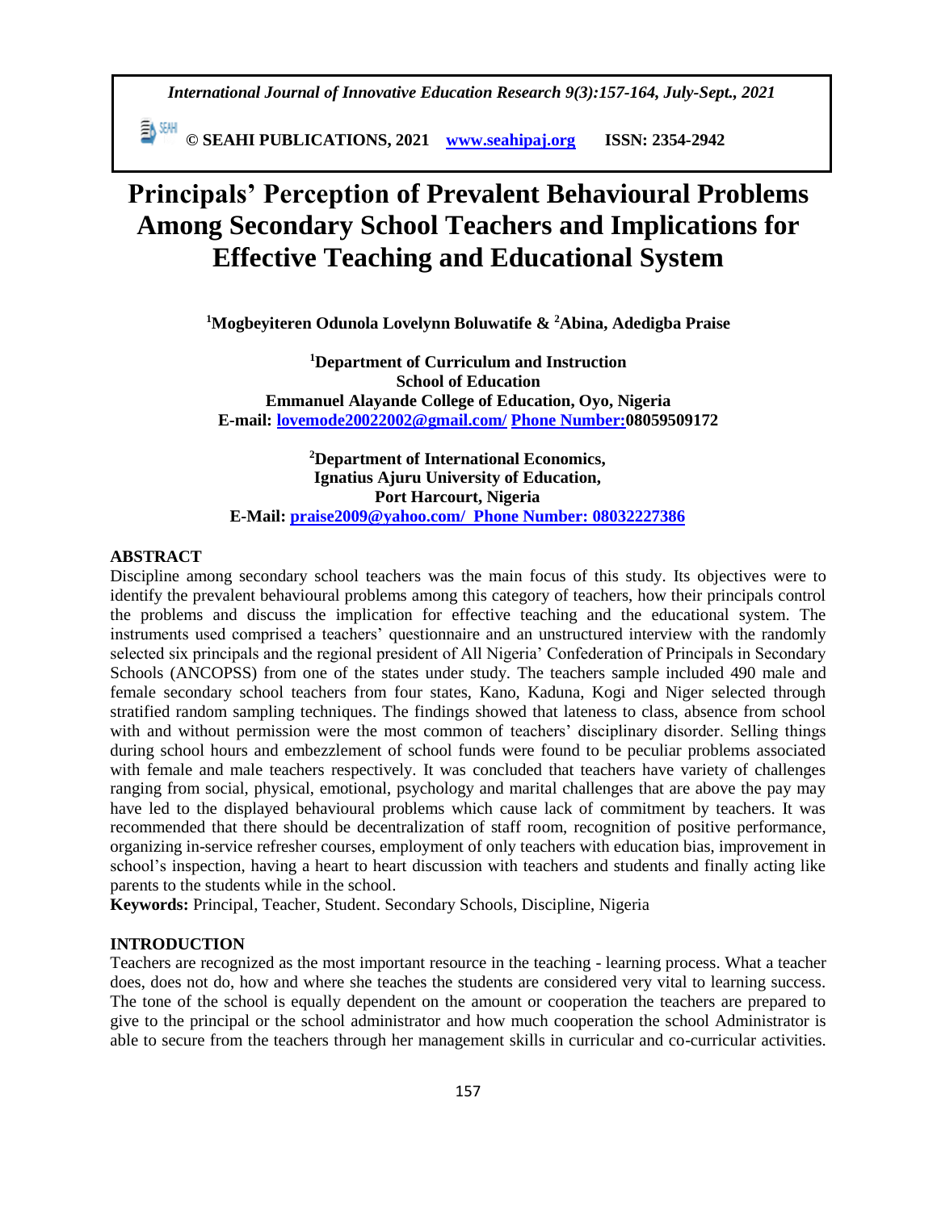# Principals' Perception of Prevalent Behavioural Problems Among Secondary School Teachers and Implications for Effective Teaching and Educational System

[1]**Mogbeyiteren Odunola Lovelynn Boluwatife** & [2]**Abina, Adedigba Praise**

[1]**Department of Curriculum and Instruction**
**School of Education**
**Emmanuel Alayande College of Education, Oyo, Nigeria**
**E-mail: lovemode20022002@gmail.com/ Phone Number: 08059509172**

[2]**Department of International Economics,**
**Ignatius Ajuru University of Education,**
**Port Harcourt, Nigeria**
**E-Mail: praise2009@yahoo.com/ Phone Number: 08032227386**

## ABSTRACT

Discipline among secondary school teachers was the main focus of this study. Its objectives were to identify the prevalent behavioural problems among this category of teachers, how their principals control the problems and discuss the implication for effective teaching and the educational system. The instruments used comprised a teachers' questionnaire and an unstructured interview with the randomly selected six principals and the regional president of All Nigeria' Confederation of Principals in Secondary Schools (ANCOPSS) from one of the states under study. The teachers sample included 490 male and female secondary school teachers from four states, Kano, Kaduna, Kogi and Niger selected through stratified random sampling techniques. The findings showed that lateness to class, absence from school with and without permission were the most common of teachers' disciplinary disorder. Selling things during school hours and embezzlement of school funds were found to be peculiar problems associated with female and male teachers respectively. It was concluded that teachers have variety of challenges ranging from social, physical, emotional, psychology and marital challenges that are above the pay may have led to the displayed behavioural problems which cause lack of commitment by teachers. It was recommended that there should be decentralization of staff room, recognition of positive performance, organizing in-service refresher courses, employment of only teachers with education bias, improvement in school's inspection, having a heart to heart discussion with teachers and students and finally acting like parents to the students while in the school.

**Keywords:** Principal, Teacher, Student. Secondary Schools, Discipline, Nigeria

## INTRODUCTION

Teachers are recognized as the most important resource in the teaching - learning process. What a teacher does, does not do, how and where she teaches the students are considered very vital to learning success. The tone of the school is equally dependent on the amount or cooperation the teachers are prepared to give to the principal or the school administrator and how much cooperation the school Administrator is able to secure from the teachers through her management skills in curricular and co-curricular activities.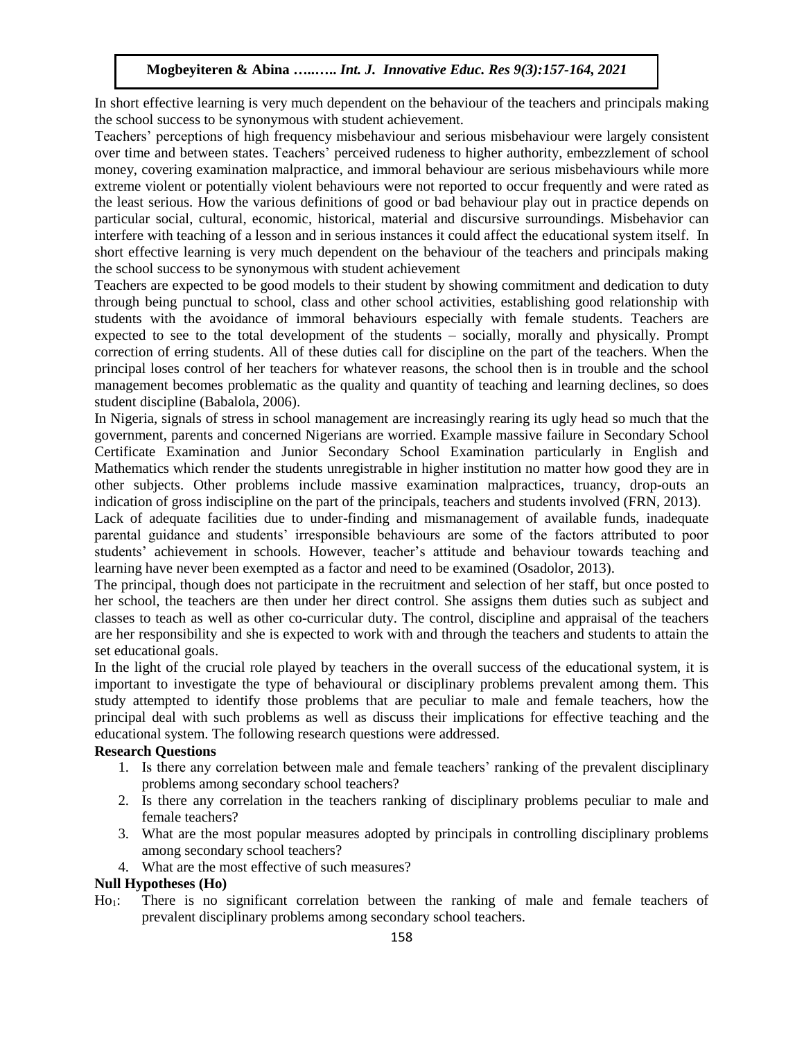In short effective learning is very much dependent on the behaviour of the teachers and principals making the school success to be synonymous with student achievement.

Teachers' perceptions of high frequency misbehaviour and serious misbehaviour were largely consistent over time and between states. Teachers' perceived rudeness to higher authority, embezzlement of school money, covering examination malpractice, and immoral behaviour are serious misbehaviours while more extreme violent or potentially violent behaviours were not reported to occur frequently and were rated as the least serious. How the various definitions of good or bad behaviour play out in practice depends on particular social, cultural, economic, historical, material and discursive surroundings. Misbehavior can interfere with teaching of a lesson and in serious instances it could affect the educational system itself. In short effective learning is very much dependent on the behaviour of the teachers and principals making the school success to be synonymous with student achievement

Teachers are expected to be good models to their student by showing commitment and dedication to duty through being punctual to school, class and other school activities, establishing good relationship with students with the avoidance of immoral behaviours especially with female students. Teachers are expected to see to the total development of the students – socially, morally and physically. Prompt correction of erring students. All of these duties call for discipline on the part of the teachers. When the principal loses control of her teachers for whatever reasons, the school then is in trouble and the school management becomes problematic as the quality and quantity of teaching and learning declines, so does student discipline (Babalola, 2006).

In Nigeria, signals of stress in school management are increasingly rearing its ugly head so much that the government, parents and concerned Nigerians are worried. Example massive failure in Secondary School Certificate Examination and Junior Secondary School Examination particularly in English and Mathematics which render the students unregistrable in higher institution no matter how good they are in other subjects. Other problems include massive examination malpractices, truancy, drop-outs an indication of gross indiscipline on the part of the principals, teachers and students involved (FRN, 2013).

Lack of adequate facilities due to under-finding and mismanagement of available funds, inadequate parental guidance and students' irresponsible behaviours are some of the factors attributed to poor students' achievement in schools. However, teacher's attitude and behaviour towards teaching and learning have never been exempted as a factor and need to be examined (Osadolor, 2013).

The principal, though does not participate in the recruitment and selection of her staff, but once posted to her school, the teachers are then under her direct control. She assigns them duties such as subject and classes to teach as well as other co-curricular duty. The control, discipline and appraisal of the teachers are her responsibility and she is expected to work with and through the teachers and students to attain the set educational goals.

In the light of the crucial role played by teachers in the overall success of the educational system, it is important to investigate the type of behavioural or disciplinary problems prevalent among them. This study attempted to identify those problems that are peculiar to male and female teachers, how the principal deal with such problems as well as discuss their implications for effective teaching and the educational system. The following research questions were addressed.

**Research Questions**

1. Is there any correlation between male and female teachers' ranking of the prevalent disciplinary problems among secondary school teachers?
2. Is there any correlation in the teachers ranking of disciplinary problems peculiar to male and female teachers?
3. What are the most popular measures adopted by principals in controlling disciplinary problems among secondary school teachers?
4. What are the most effective of such measures?

**Null Hypotheses (Ho)**

$Ho_1$: There is no significant correlation between the ranking of male and female teachers of prevalent disciplinary problems among secondary school teachers.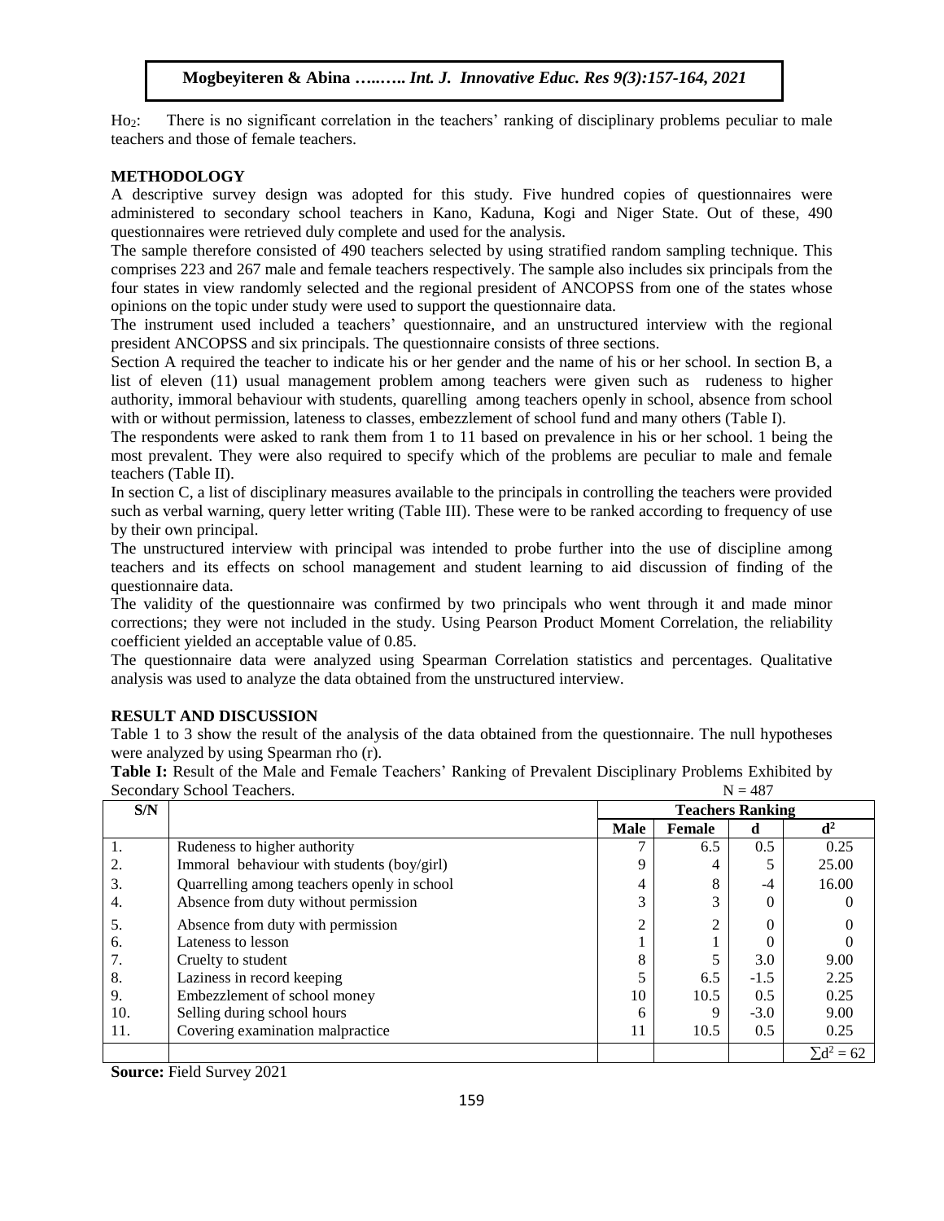$Ho_2$: There is no significant correlation in the teachers' ranking of disciplinary problems peculiar to male teachers and those of female teachers.

## METHODOLOGY

A descriptive survey design was adopted for this study. Five hundred copies of questionnaires were administered to secondary school teachers in Kano, Kaduna, Kogi and Niger State. Out of these, 490 questionnaires were retrieved duly complete and used for the analysis.

The sample therefore consisted of 490 teachers selected by using stratified random sampling technique. This comprises 223 and 267 male and female teachers respectively. The sample also includes six principals from the four states in view randomly selected and the regional president of ANCOPSS from one of the states whose opinions on the topic under study were used to support the questionnaire data.

The instrument used included a teachers' questionnaire, and an unstructured interview with the regional president ANCOPSS and six principals. The questionnaire consists of three sections.

Section A required the teacher to indicate his or her gender and the name of his or her school. In section B, a list of eleven (11) usual management problem among teachers were given such as rudeness to higher authority, immoral behaviour with students, quarelling among teachers openly in school, absence from school with or without permission, lateness to classes, embezzlement of school fund and many others (Table I).

The respondents were asked to rank them from 1 to 11 based on prevalence in his or her school. 1 being the most prevalent. They were also required to specify which of the problems are peculiar to male and female teachers (Table II).

In section C, a list of disciplinary measures available to the principals in controlling the teachers were provided such as verbal warning, query letter writing (Table III). These were to be ranked according to frequency of use by their own principal.

The unstructured interview with principal was intended to probe further into the use of discipline among teachers and its effects on school management and student learning to aid discussion of finding of the questionnaire data.

The validity of the questionnaire was confirmed by two principals who went through it and made minor corrections; they were not included in the study. Using Pearson Product Moment Correlation, the reliability coefficient yielded an acceptable value of 0.85.

The questionnaire data were analyzed using Spearman Correlation statistics and percentages. Qualitative analysis was used to analyze the data obtained from the unstructured interview.

## RESULT AND DISCUSSION

Table 1 to 3 show the result of the analysis of the data obtained from the questionnaire. The null hypotheses were analyzed by using Spearman rho (r).

**Table I:** Result of the Male and Female Teachers' Ranking of Prevalent Disciplinary Problems Exhibited by Secondary School Teachers. N = 487

| S/N | | Teachers Ranking | | | |
|---|---|---|---|---|---|
| | | **Male** | **Female** | **d** | **$d^2$** |
| 1. | Rudeness to higher authority | 7 | 6.5 | 0.5 | 0.25 |
| 2. | Immoral behaviour with students (boy/girl) | 9 | 4 | 5 | 25.00 |
| 3. | Quarrelling among teachers openly in school | 4 | 8 | -4 | 16.00 |
| 4. | Absence from duty without permission | 3 | 3 | 0 | 0 |
| 5. | Absence from duty with permission | 2 | 2 | 0 | 0 |
| 6. | Lateness to lesson | 1 | 1 | 0 | 0 |
| 7. | Cruelty to student | 8 | 5 | 3.0 | 9.00 |
| 8. | Laziness in record keeping | 5 | 6.5 | -1.5 | 2.25 |
| 9. | Embezzlement of school money | 10 | 10.5 | 0.5 | 0.25 |
| 10. | Selling during school hours | 6 | 9 | -3.0 | 9.00 |
| 11. | Covering examination malpractice | 11 | 10.5 | 0.5 | 0.25 |
| | | | | | $\sum d^2 = 62$ |

**Source:** Field Survey 2021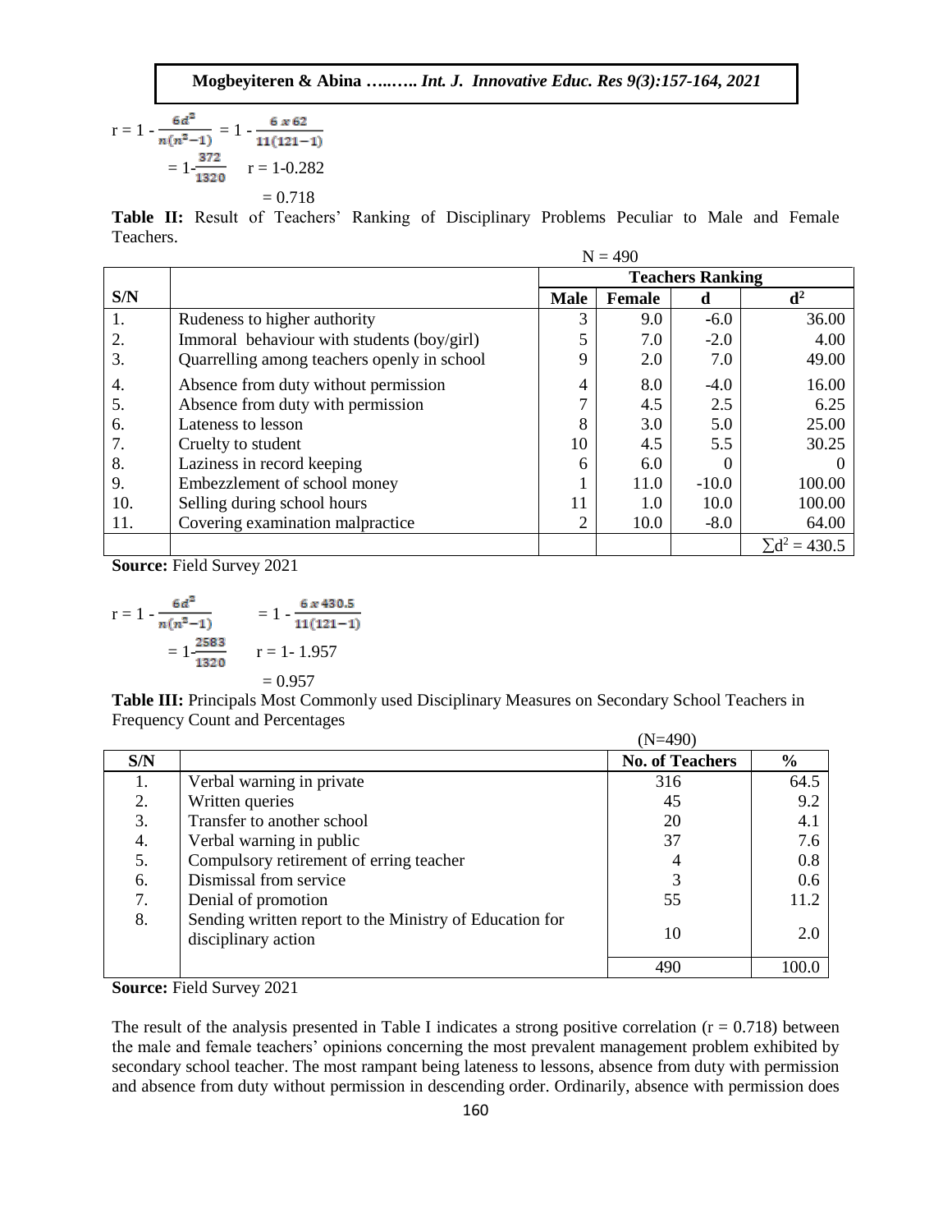$$r = 1 - \frac{6d^2}{n(n^2-1)} = 1 - \frac{6 x 62}{11(121-1)}$$

$$= 1 - \frac{372}{1320} \quad r = 1-0.282$$

$$= 0.718$$

**Table II:** Result of Teachers' Ranking of Disciplinary Problems Peculiar to Male and Female Teachers.

N = 490

| S/N | | Teachers Ranking | | | |
|---|---|---|---|---|---|
| | | **Male** | **Female** | **d** | **$d^2$** |
| 1. | Rudeness to higher authority | 3 | 9.0 | -6.0 | 36.00 |
| 2. | Immoral behaviour with students (boy/girl) | 5 | 7.0 | -2.0 | 4.00 |
| 3. | Quarrelling among teachers openly in school | 9 | 2.0 | 7.0 | 49.00 |
| 4. | Absence from duty without permission | 4 | 8.0 | -4.0 | 16.00 |
| 5. | Absence from duty with permission | 7 | 4.5 | 2.5 | 6.25 |
| 6. | Lateness to lesson | 8 | 3.0 | 5.0 | 25.00 |
| 7. | Cruelty to student | 10 | 4.5 | 5.5 | 30.25 |
| 8. | Laziness in record keeping | 6 | 6.0 | 0 | 0 |
| 9. | Embezzlement of school money | 1 | 11.0 | -10.0 | 100.00 |
| 10. | Selling during school hours | 11 | 1.0 | 10.0 | 100.00 |
| 11. | Covering examination malpractice | 2 | 10.0 | -8.0 | 64.00 |
| | | | | | $\sum d^2 = 430.5$ |

**Source:** Field Survey 2021

$$r = 1 - \frac{6d^2}{n(n^2-1)} \qquad = 1 - \frac{6 x 430.5}{11(121-1)}$$

$$= 1 - \frac{2583}{1320} \qquad r = 1- 1.957$$

$$= 0.957$$

**Table III:** Principals Most Commonly used Disciplinary Measures on Secondary School Teachers in Frequency Count and Percentages

(N=490)

| S/N | | No. of Teachers | % |
|---|---|---|---|
| 1. | Verbal warning in private | 316 | 64.5 |
| 2. | Written queries | 45 | 9.2 |
| 3. | Transfer to another school | 20 | 4.1 |
| 4. | Verbal warning in public | 37 | 7.6 |
| 5. | Compulsory retirement of erring teacher | 4 | 0.8 |
| 6. | Dismissal from service | 3 | 0.6 |
| 7. | Denial of promotion | 55 | 11.2 |
| 8. | Sending written report to the Ministry of Education for disciplinary action | 10 | 2.0 |
| | | 490 | 100.0 |

**Source:** Field Survey 2021

The result of the analysis presented in Table I indicates a strong positive correlation (r = 0.718) between the male and female teachers' opinions concerning the most prevalent management problem exhibited by secondary school teacher. The most rampant being lateness to lessons, absence from duty with permission and absence from duty without permission in descending order. Ordinarily, absence with permission does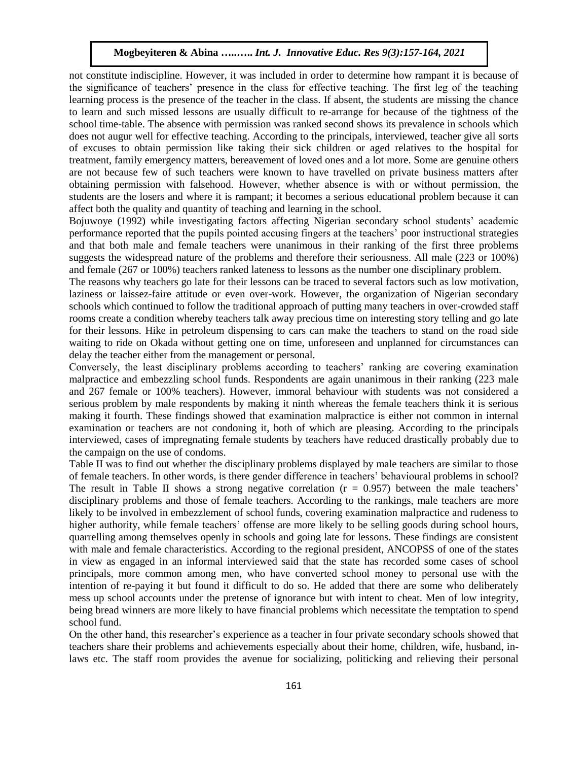not constitute indiscipline. However, it was included in order to determine how rampant it is because of the significance of teachers' presence in the class for effective teaching. The first leg of the teaching learning process is the presence of the teacher in the class. If absent, the students are missing the chance to learn and such missed lessons are usually difficult to re-arrange for because of the tightness of the school time-table. The absence with permission was ranked second shows its prevalence in schools which does not augur well for effective teaching. According to the principals, interviewed, teacher give all sorts of excuses to obtain permission like taking their sick children or aged relatives to the hospital for treatment, family emergency matters, bereavement of loved ones and a lot more. Some are genuine others are not because few of such teachers were known to have travelled on private business matters after obtaining permission with falsehood. However, whether absence is with or without permission, the students are the losers and where it is rampant; it becomes a serious educational problem because it can affect both the quality and quantity of teaching and learning in the school.

Bojuwoye (1992) while investigating factors affecting Nigerian secondary school students' academic performance reported that the pupils pointed accusing fingers at the teachers' poor instructional strategies and that both male and female teachers were unanimous in their ranking of the first three problems suggests the widespread nature of the problems and therefore their seriousness. All male (223 or 100%) and female (267 or 100%) teachers ranked lateness to lessons as the number one disciplinary problem.

The reasons why teachers go late for their lessons can be traced to several factors such as low motivation, laziness or laissez-faire attitude or even over-work. However, the organization of Nigerian secondary schools which continued to follow the traditional approach of putting many teachers in over-crowded staff rooms create a condition whereby teachers talk away precious time on interesting story telling and go late for their lessons. Hike in petroleum dispensing to cars can make the teachers to stand on the road side waiting to ride on Okada without getting one on time, unforeseen and unplanned for circumstances can delay the teacher either from the management or personal.

Conversely, the least disciplinary problems according to teachers' ranking are covering examination malpractice and embezzling school funds. Respondents are again unanimous in their ranking (223 male and 267 female or 100% teachers). However, immoral behaviour with students was not considered a serious problem by male respondents by making it ninth whereas the female teachers think it is serious making it fourth. These findings showed that examination malpractice is either not common in internal examination or teachers are not condoning it, both of which are pleasing. According to the principals interviewed, cases of impregnating female students by teachers have reduced drastically probably due to the campaign on the use of condoms.

Table II was to find out whether the disciplinary problems displayed by male teachers are similar to those of female teachers. In other words, is there gender difference in teachers' behavioural problems in school? The result in Table II shows a strong negative correlation ($r = 0.957$) between the male teachers' disciplinary problems and those of female teachers. According to the rankings, male teachers are more likely to be involved in embezzlement of school funds, covering examination malpractice and rudeness to higher authority, while female teachers' offense are more likely to be selling goods during school hours, quarrelling among themselves openly in schools and going late for lessons. These findings are consistent with male and female characteristics. According to the regional president, ANCOPSS of one of the states in view as engaged in an informal interviewed said that the state has recorded some cases of school principals, more common among men, who have converted school money to personal use with the intention of re-paying it but found it difficult to do so. He added that there are some who deliberately mess up school accounts under the pretense of ignorance but with intent to cheat. Men of low integrity, being bread winners are more likely to have financial problems which necessitate the temptation to spend school fund.

On the other hand, this researcher's experience as a teacher in four private secondary schools showed that teachers share their problems and achievements especially about their home, children, wife, husband, in-laws etc. The staff room provides the avenue for socializing, politicking and relieving their personal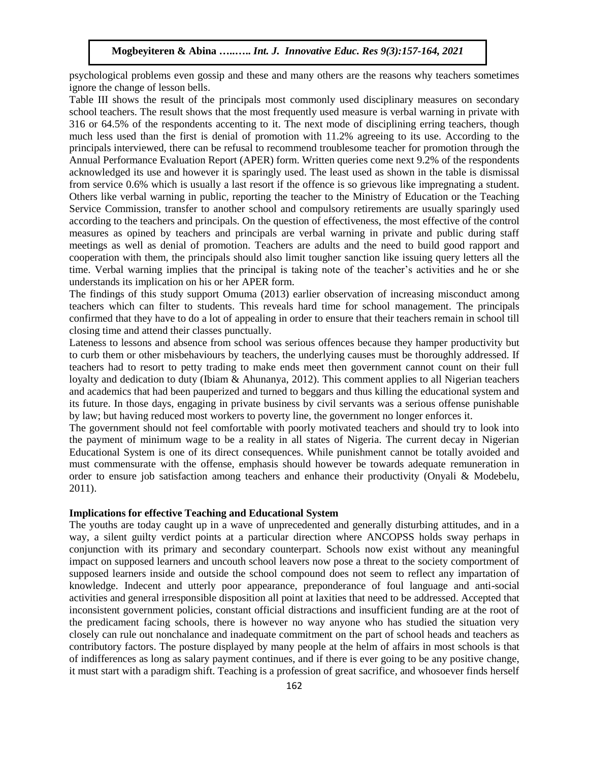psychological problems even gossip and these and many others are the reasons why teachers sometimes ignore the change of lesson bells.

Table III shows the result of the principals most commonly used disciplinary measures on secondary school teachers. The result shows that the most frequently used measure is verbal warning in private with 316 or 64.5% of the respondents accenting to it. The next mode of disciplining erring teachers, though much less used than the first is denial of promotion with 11.2% agreeing to its use. According to the principals interviewed, there can be refusal to recommend troublesome teacher for promotion through the Annual Performance Evaluation Report (APER) form. Written queries come next 9.2% of the respondents acknowledged its use and however it is sparingly used. The least used as shown in the table is dismissal from service 0.6% which is usually a last resort if the offence is so grievous like impregnating a student. Others like verbal warning in public, reporting the teacher to the Ministry of Education or the Teaching Service Commission, transfer to another school and compulsory retirements are usually sparingly used according to the teachers and principals. On the question of effectiveness, the most effective of the control measures as opined by teachers and principals are verbal warning in private and public during staff meetings as well as denial of promotion. Teachers are adults and the need to build good rapport and cooperation with them, the principals should also limit tougher sanction like issuing query letters all the time. Verbal warning implies that the principal is taking note of the teacher's activities and he or she understands its implication on his or her APER form.

The findings of this study support Omuma (2013) earlier observation of increasing misconduct among teachers which can filter to students. This reveals hard time for school management. The principals confirmed that they have to do a lot of appealing in order to ensure that their teachers remain in school till closing time and attend their classes punctually.

Lateness to lessons and absence from school was serious offences because they hamper productivity but to curb them or other misbehaviours by teachers, the underlying causes must be thoroughly addressed. If teachers had to resort to petty trading to make ends meet then government cannot count on their full loyalty and dedication to duty (Ibiam & Ahunanya, 2012). This comment applies to all Nigerian teachers and academics that had been pauperized and turned to beggars and thus killing the educational system and its future. In those days, engaging in private business by civil servants was a serious offense punishable by law; but having reduced most workers to poverty line, the government no longer enforces it.

The government should not feel comfortable with poorly motivated teachers and should try to look into the payment of minimum wage to be a reality in all states of Nigeria. The current decay in Nigerian Educational System is one of its direct consequences. While punishment cannot be totally avoided and must commensurate with the offense, emphasis should however be towards adequate remuneration in order to ensure job satisfaction among teachers and enhance their productivity (Onyali & Modebelu, 2011).

**Implications for effective Teaching and Educational System**

The youths are today caught up in a wave of unprecedented and generally disturbing attitudes, and in a way, a silent guilty verdict points at a particular direction where ANCOPSS holds sway perhaps in conjunction with its primary and secondary counterpart. Schools now exist without any meaningful impact on supposed learners and uncouth school leavers now pose a threat to the society comportment of supposed learners inside and outside the school compound does not seem to reflect any impartation of knowledge. Indecent and utterly poor appearance, preponderance of foul language and anti-social activities and general irresponsible disposition all point at laxities that need to be addressed. Accepted that inconsistent government policies, constant official distractions and insufficient funding are at the root of the predicament facing schools, there is however no way anyone who has studied the situation very closely can rule out nonchalance and inadequate commitment on the part of school heads and teachers as contributory factors. The posture displayed by many people at the helm of affairs in most schools is that of indifferences as long as salary payment continues, and if there is ever going to be any positive change, it must start with a paradigm shift. Teaching is a profession of great sacrifice, and whosoever finds herself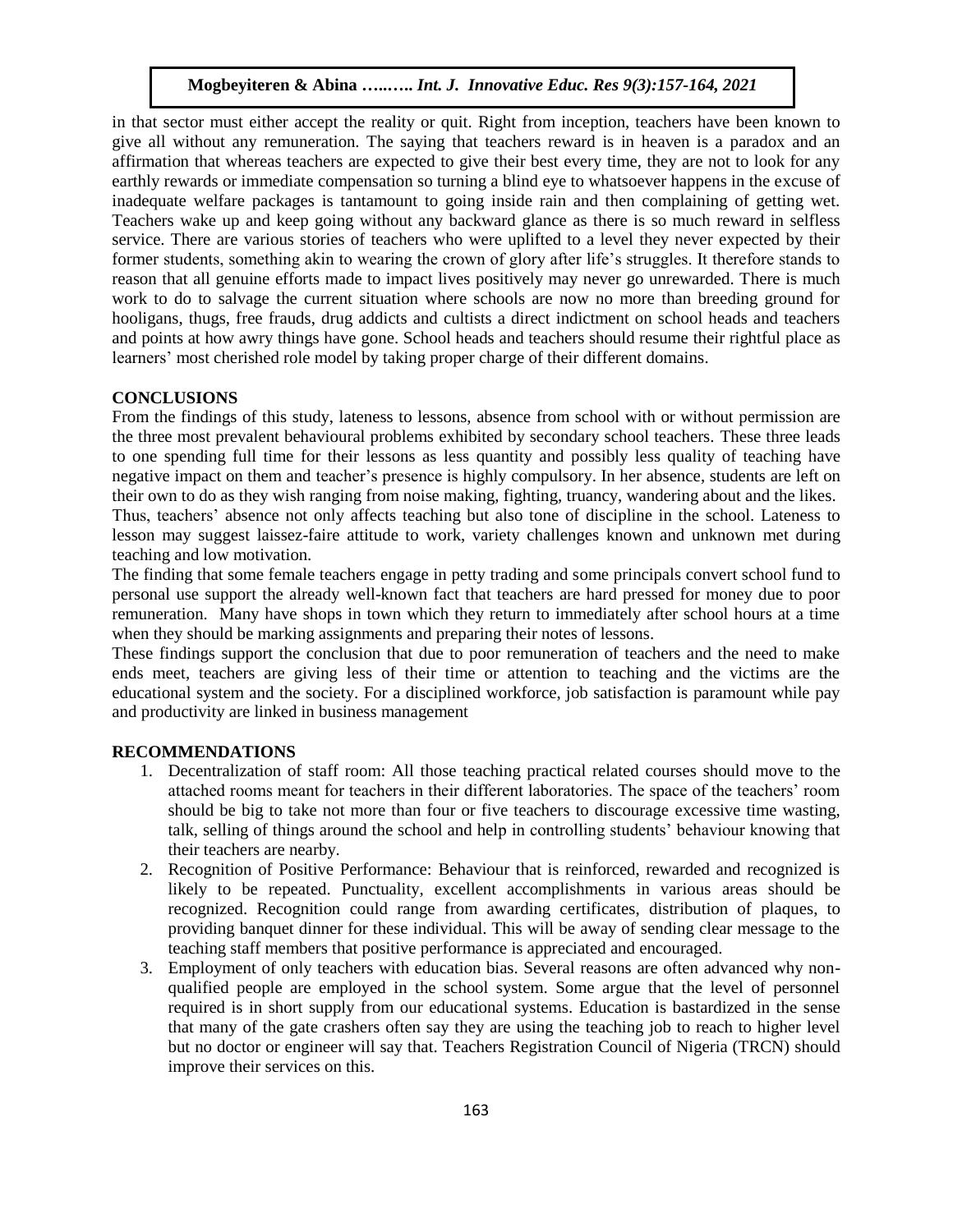in that sector must either accept the reality or quit. Right from inception, teachers have been known to give all without any remuneration. The saying that teachers reward is in heaven is a paradox and an affirmation that whereas teachers are expected to give their best every time, they are not to look for any earthly rewards or immediate compensation so turning a blind eye to whatsoever happens in the excuse of inadequate welfare packages is tantamount to going inside rain and then complaining of getting wet. Teachers wake up and keep going without any backward glance as there is so much reward in selfless service. There are various stories of teachers who were uplifted to a level they never expected by their former students, something akin to wearing the crown of glory after life's struggles. It therefore stands to reason that all genuine efforts made to impact lives positively may never go unrewarded. There is much work to do to salvage the current situation where schools are now no more than breeding ground for hooligans, thugs, free frauds, drug addicts and cultists a direct indictment on school heads and teachers and points at how awry things have gone. School heads and teachers should resume their rightful place as learners' most cherished role model by taking proper charge of their different domains.

## CONCLUSIONS

From the findings of this study, lateness to lessons, absence from school with or without permission are the three most prevalent behavioural problems exhibited by secondary school teachers. These three leads to one spending full time for their lessons as less quantity and possibly less quality of teaching have negative impact on them and teacher's presence is highly compulsory. In her absence, students are left on their own to do as they wish ranging from noise making, fighting, truancy, wandering about and the likes. Thus, teachers' absence not only affects teaching but also tone of discipline in the school. Lateness to lesson may suggest laissez-faire attitude to work, variety challenges known and unknown met during teaching and low motivation.

The finding that some female teachers engage in petty trading and some principals convert school fund to personal use support the already well-known fact that teachers are hard pressed for money due to poor remuneration. Many have shops in town which they return to immediately after school hours at a time when they should be marking assignments and preparing their notes of lessons.

These findings support the conclusion that due to poor remuneration of teachers and the need to make ends meet, teachers are giving less of their time or attention to teaching and the victims are the educational system and the society. For a disciplined workforce, job satisfaction is paramount while pay and productivity are linked in business management

## RECOMMENDATIONS

1. Decentralization of staff room: All those teaching practical related courses should move to the attached rooms meant for teachers in their different laboratories. The space of the teachers' room should be big to take not more than four or five teachers to discourage excessive time wasting, talk, selling of things around the school and help in controlling students' behaviour knowing that their teachers are nearby.
2. Recognition of Positive Performance: Behaviour that is reinforced, rewarded and recognized is likely to be repeated. Punctuality, excellent accomplishments in various areas should be recognized. Recognition could range from awarding certificates, distribution of plaques, to providing banquet dinner for these individual. This will be away of sending clear message to the teaching staff members that positive performance is appreciated and encouraged.
3. Employment of only teachers with education bias. Several reasons are often advanced why non-qualified people are employed in the school system. Some argue that the level of personnel required is in short supply from our educational systems. Education is bastardized in the sense that many of the gate crashers often say they are using the teaching job to reach to higher level but no doctor or engineer will say that. Teachers Registration Council of Nigeria (TRCN) should improve their services on this.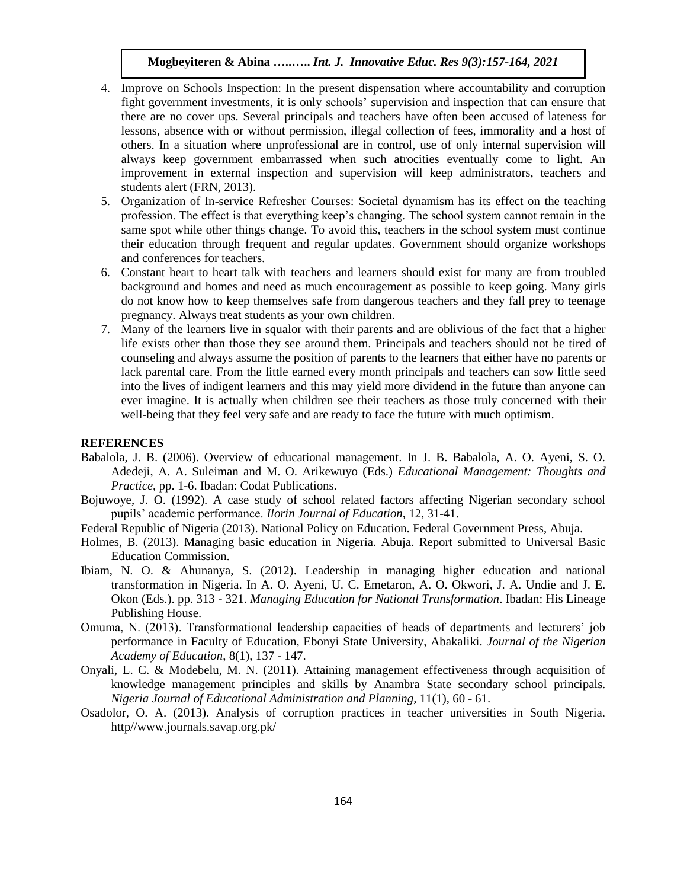4. Improve on Schools Inspection: In the present dispensation where accountability and corruption fight government investments, it is only schools' supervision and inspection that can ensure that there are no cover ups. Several principals and teachers have often been accused of lateness for lessons, absence with or without permission, illegal collection of fees, immorality and a host of others. In a situation where unprofessional are in control, use of only internal supervision will always keep government embarrassed when such atrocities eventually come to light. An improvement in external inspection and supervision will keep administrators, teachers and students alert (FRN, 2013).
5. Organization of In-service Refresher Courses: Societal dynamism has its effect on the teaching profession. The effect is that everything keep's changing. The school system cannot remain in the same spot while other things change. To avoid this, teachers in the school system must continue their education through frequent and regular updates. Government should organize workshops and conferences for teachers.
6. Constant heart to heart talk with teachers and learners should exist for many are from troubled background and homes and need as much encouragement as possible to keep going. Many girls do not know how to keep themselves safe from dangerous teachers and they fall prey to teenage pregnancy. Always treat students as your own children.
7. Many of the learners live in squalor with their parents and are oblivious of the fact that a higher life exists other than those they see around them. Principals and teachers should not be tired of counseling and always assume the position of parents to the learners that either have no parents or lack parental care. From the little earned every month principals and teachers can sow little seed into the lives of indigent learners and this may yield more dividend in the future than anyone can ever imagine. It is actually when children see their teachers as those truly concerned with their well-being that they feel very safe and are ready to face the future with much optimism.

## REFERENCES

Babalola, J. B. (2006). Overview of educational management. In J. B. Babalola, A. O. Ayeni, S. O. Adedeji, A. A. Suleiman and M. O. Arikewuyo (Eds.) *Educational Management: Thoughts and Practice*, pp. 1-6. Ibadan: Codat Publications.

Bojuwoye, J. O. (1992). A case study of school related factors affecting Nigerian secondary school pupils' academic performance. *Ilorin Journal of Education*, 12, 31-41.

Federal Republic of Nigeria (2013). National Policy on Education. Federal Government Press, Abuja.

Holmes, B. (2013). Managing basic education in Nigeria. Abuja. Report submitted to Universal Basic Education Commission.

Ibiam, N. O. & Ahunanya, S. (2012). Leadership in managing higher education and national transformation in Nigeria. In A. O. Ayeni, U. C. Emetaron, A. O. Okwori, J. A. Undie and J. E. Okon (Eds.). pp. 313 - 321. *Managing Education for National Transformation*. Ibadan: His Lineage Publishing House.

Omuma, N. (2013). Transformational leadership capacities of heads of departments and lecturers' job performance in Faculty of Education, Ebonyi State University, Abakaliki. *Journal of the Nigerian Academy of Education*, 8(1), 137 - 147.

Onyali, L. C. & Modebelu, M. N. (2011). Attaining management effectiveness through acquisition of knowledge management principles and skills by Anambra State secondary school principals. *Nigeria Journal of Educational Administration and Planning*, 11(1), 60 - 61.

Osadolor, O. A. (2013). Analysis of corruption practices in teacher universities in South Nigeria. http//www.journals.savap.org.pk/